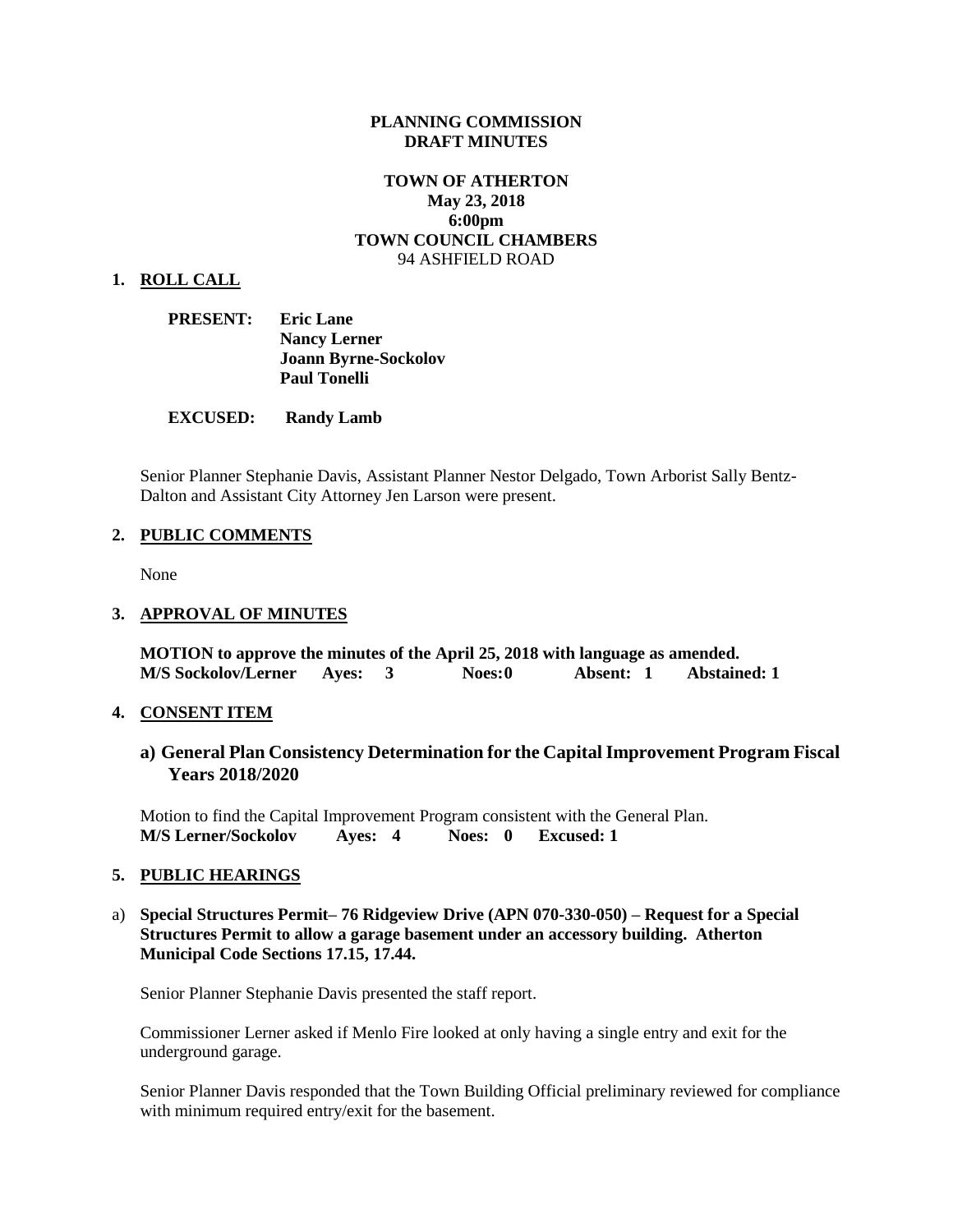**PLANNING COMMISSION**
**DRAFT MINUTES**

**TOWN OF ATHERTON**
**May 23, 2018**
**6:00pm**
**TOWN COUNCIL CHAMBERS**
94 ASHFIELD ROAD

## 1. ROLL CALL

**PRESENT:** **Eric Lane**
**Nancy Lerner**
**Joann Byrne-Sockolov**
**Paul Tonelli**

**EXCUSED:** **Randy Lamb**

Senior Planner Stephanie Davis, Assistant Planner Nestor Delgado, Town Arborist Sally Bentz-Dalton and Assistant City Attorney Jen Larson were present.

## 2. PUBLIC COMMENTS

None

## 3. APPROVAL OF MINUTES

**MOTION to approve the minutes of the April 25, 2018 with language as amended.**
**M/S Sockolov/Lerner Ayes: 3 Noes: 0 Absent: 1 Abstained: 1**

## 4. CONSENT ITEM

### a) General Plan Consistency Determination for the Capital Improvement Program Fiscal Years 2018/2020

Motion to find the Capital Improvement Program consistent with the General Plan.
**M/S Lerner/Sockolov Ayes: 4 Noes: 0 Excused: 1**

## 5. PUBLIC HEARINGS

a) **Special Structures Permit– 76 Ridgeview Drive (APN 070-330-050) – Request for a Special Structures Permit to allow a garage basement under an accessory building. Atherton Municipal Code Sections 17.15, 17.44.**

Senior Planner Stephanie Davis presented the staff report.

Commissioner Lerner asked if Menlo Fire looked at only having a single entry and exit for the underground garage.

Senior Planner Davis responded that the Town Building Official preliminary reviewed for compliance with minimum required entry/exit for the basement.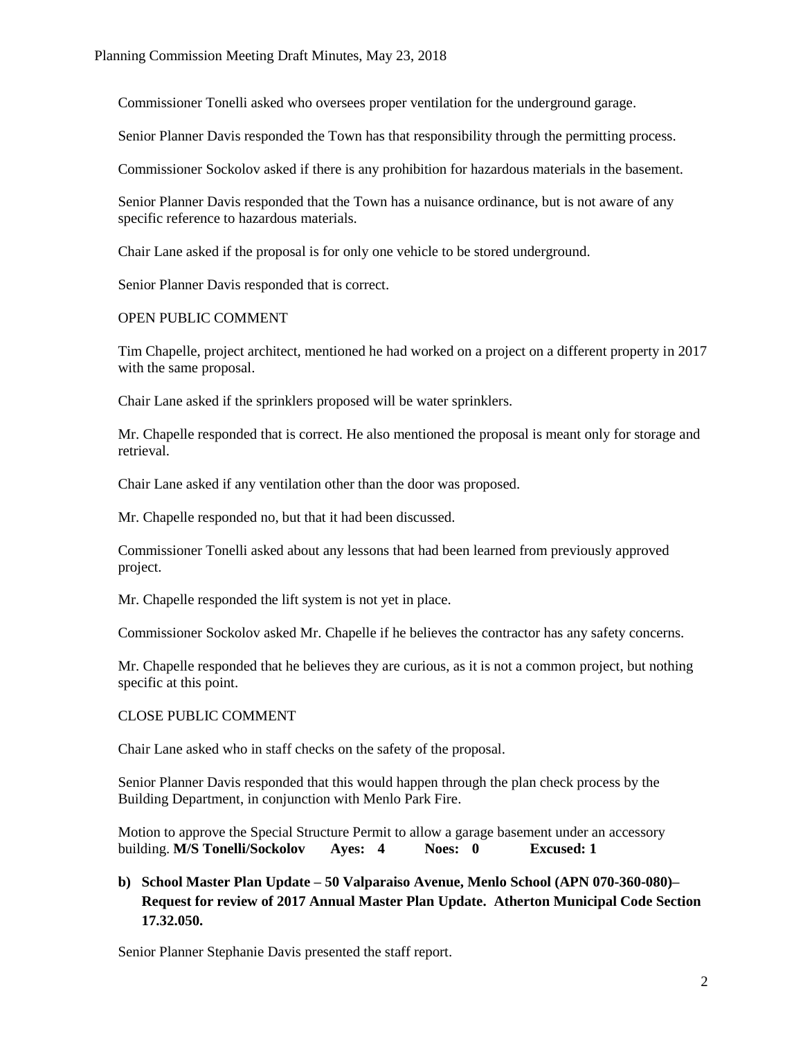Commissioner Tonelli asked who oversees proper ventilation for the underground garage.

Senior Planner Davis responded the Town has that responsibility through the permitting process.

Commissioner Sockolov asked if there is any prohibition for hazardous materials in the basement.

Senior Planner Davis responded that the Town has a nuisance ordinance, but is not aware of any specific reference to hazardous materials.

Chair Lane asked if the proposal is for only one vehicle to be stored underground.

Senior Planner Davis responded that is correct.

OPEN PUBLIC COMMENT

Tim Chapelle, project architect, mentioned he had worked on a project on a different property in 2017 with the same proposal.

Chair Lane asked if the sprinklers proposed will be water sprinklers.

Mr. Chapelle responded that is correct. He also mentioned the proposal is meant only for storage and retrieval.

Chair Lane asked if any ventilation other than the door was proposed.

Mr. Chapelle responded no, but that it had been discussed.

Commissioner Tonelli asked about any lessons that had been learned from previously approved project.

Mr. Chapelle responded the lift system is not yet in place.

Commissioner Sockolov asked Mr. Chapelle if he believes the contractor has any safety concerns.

Mr. Chapelle responded that he believes they are curious, as it is not a common project, but nothing specific at this point.

CLOSE PUBLIC COMMENT

Chair Lane asked who in staff checks on the safety of the proposal.

Senior Planner Davis responded that this would happen through the plan check process by the Building Department, in conjunction with Menlo Park Fire.

Motion to approve the Special Structure Permit to allow a garage basement under an accessory building. **M/S Tonelli/Sockolov Ayes: 4 Noes: 0 Excused: 1**

**b) School Master Plan Update – 50 Valparaiso Avenue, Menlo School (APN 070-360-080)– Request for review of 2017 Annual Master Plan Update. Atherton Municipal Code Section 17.32.050.**

Senior Planner Stephanie Davis presented the staff report.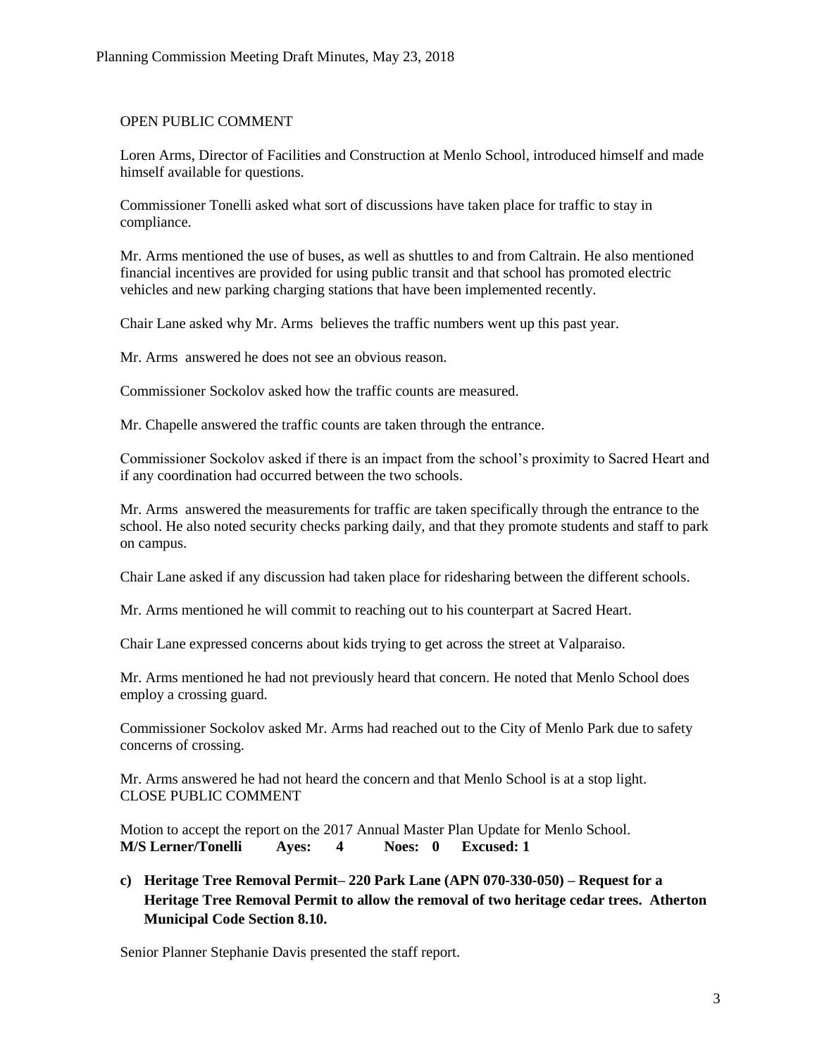OPEN PUBLIC COMMENT

Loren Arms, Director of Facilities and Construction at Menlo School, introduced himself and made himself available for questions.

Commissioner Tonelli asked what sort of discussions have taken place for traffic to stay in compliance.

Mr. Arms mentioned the use of buses, as well as shuttles to and from Caltrain. He also mentioned financial incentives are provided for using public transit and that school has promoted electric vehicles and new parking charging stations that have been implemented recently.

Chair Lane asked why Mr. Arms believes the traffic numbers went up this past year.

Mr. Arms answered he does not see an obvious reason.

Commissioner Sockolov asked how the traffic counts are measured.

Mr. Chapelle answered the traffic counts are taken through the entrance.

Commissioner Sockolov asked if there is an impact from the school's proximity to Sacred Heart and if any coordination had occurred between the two schools.

Mr. Arms answered the measurements for traffic are taken specifically through the entrance to the school. He also noted security checks parking daily, and that they promote students and staff to park on campus.

Chair Lane asked if any discussion had taken place for ridesharing between the different schools.

Mr. Arms mentioned he will commit to reaching out to his counterpart at Sacred Heart.

Chair Lane expressed concerns about kids trying to get across the street at Valparaiso.

Mr. Arms mentioned he had not previously heard that concern. He noted that Menlo School does employ a crossing guard.

Commissioner Sockolov asked Mr. Arms had reached out to the City of Menlo Park due to safety concerns of crossing.

Mr. Arms answered he had not heard the concern and that Menlo School is at a stop light.
CLOSE PUBLIC COMMENT

Motion to accept the report on the 2017 Annual Master Plan Update for Menlo School.
**M/S Lerner/Tonelli Ayes: 4 Noes: 0 Excused: 1**

**c) Heritage Tree Removal Permit– 220 Park Lane (APN 070-330-050) – Request for a Heritage Tree Removal Permit to allow the removal of two heritage cedar trees. Atherton Municipal Code Section 8.10.**

Senior Planner Stephanie Davis presented the staff report.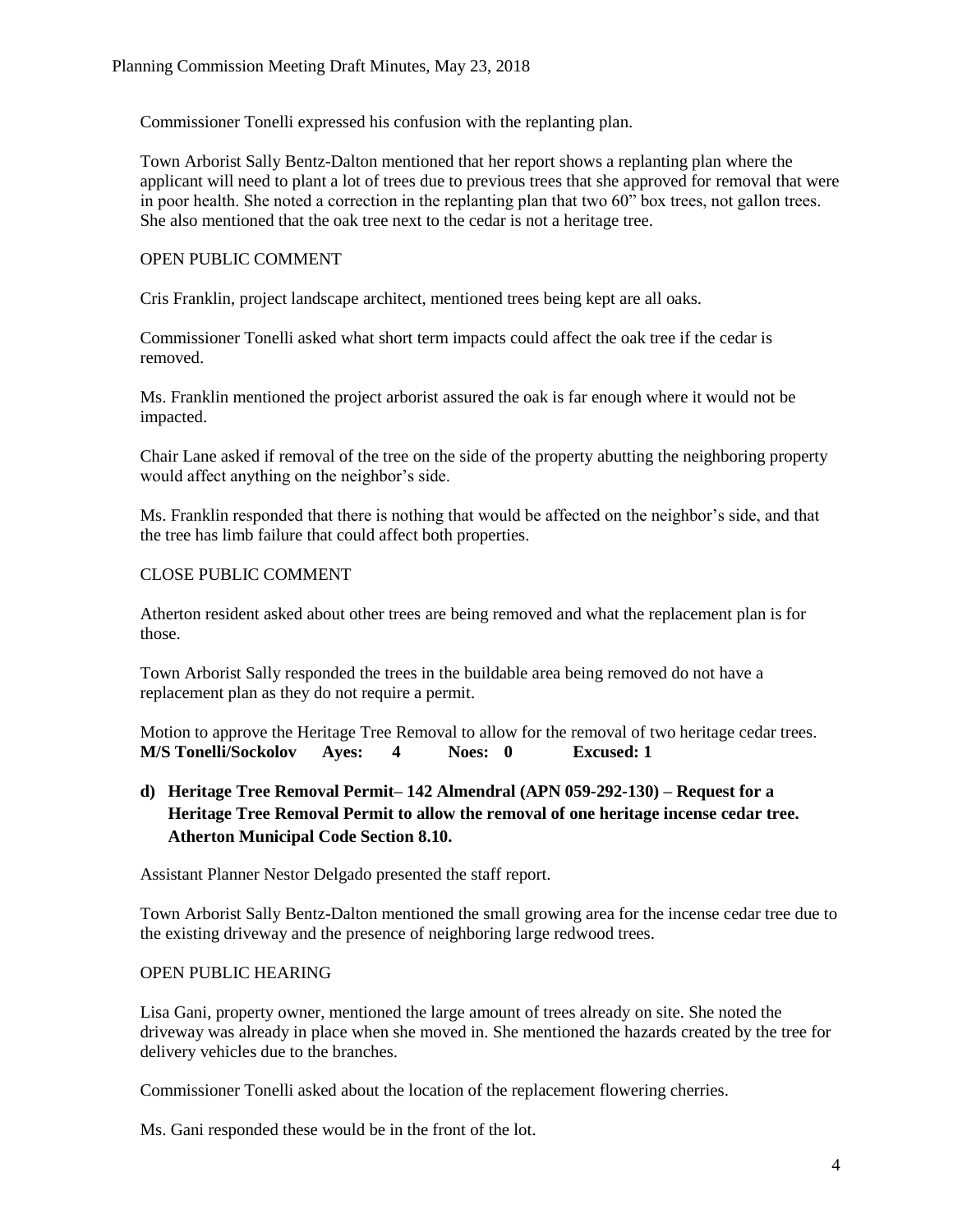Commissioner Tonelli expressed his confusion with the replanting plan.

Town Arborist Sally Bentz-Dalton mentioned that her report shows a replanting plan where the applicant will need to plant a lot of trees due to previous trees that she approved for removal that were in poor health. She noted a correction in the replanting plan that two 60" box trees, not gallon trees. She also mentioned that the oak tree next to the cedar is not a heritage tree.

OPEN PUBLIC COMMENT

Cris Franklin, project landscape architect, mentioned trees being kept are all oaks.

Commissioner Tonelli asked what short term impacts could affect the oak tree if the cedar is removed.

Ms. Franklin mentioned the project arborist assured the oak is far enough where it would not be impacted.

Chair Lane asked if removal of the tree on the side of the property abutting the neighboring property would affect anything on the neighbor's side.

Ms. Franklin responded that there is nothing that would be affected on the neighbor's side, and that the tree has limb failure that could affect both properties.

CLOSE PUBLIC COMMENT

Atherton resident asked about other trees are being removed and what the replacement plan is for those.

Town Arborist Sally responded the trees in the buildable area being removed do not have a replacement plan as they do not require a permit.

Motion to approve the Heritage Tree Removal to allow for the removal of two heritage cedar trees.
**M/S Tonelli/Sockolov Ayes: 4 Noes: 0 Excused: 1**

**d) Heritage Tree Removal Permit– 142 Almendral (APN 059-292-130) – Request for a Heritage Tree Removal Permit to allow the removal of one heritage incense cedar tree. Atherton Municipal Code Section 8.10.**

Assistant Planner Nestor Delgado presented the staff report.

Town Arborist Sally Bentz-Dalton mentioned the small growing area for the incense cedar tree due to the existing driveway and the presence of neighboring large redwood trees.

OPEN PUBLIC HEARING

Lisa Gani, property owner, mentioned the large amount of trees already on site. She noted the driveway was already in place when she moved in. She mentioned the hazards created by the tree for delivery vehicles due to the branches.

Commissioner Tonelli asked about the location of the replacement flowering cherries.

Ms. Gani responded these would be in the front of the lot.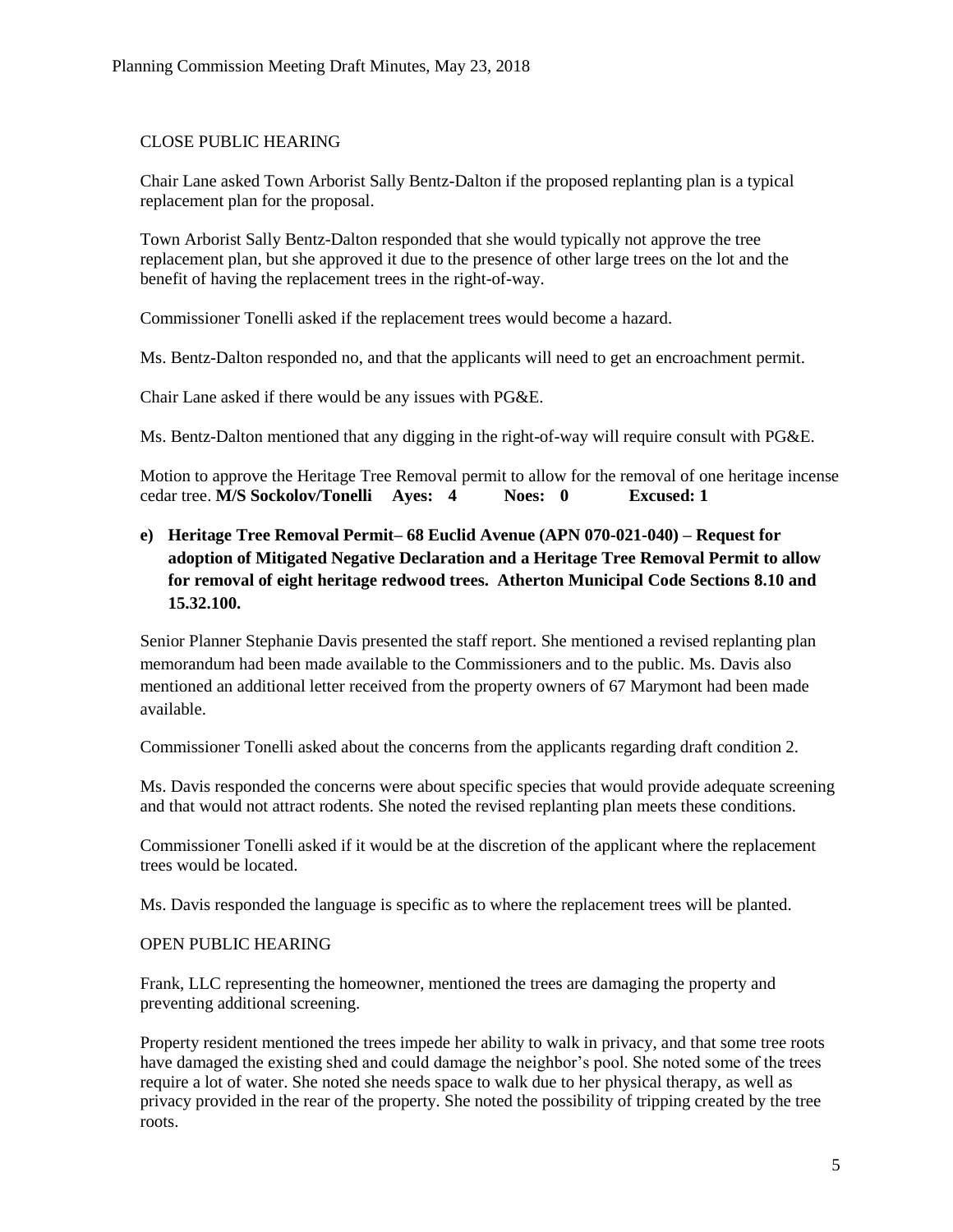CLOSE PUBLIC HEARING

Chair Lane asked Town Arborist Sally Bentz-Dalton if the proposed replanting plan is a typical replacement plan for the proposal.

Town Arborist Sally Bentz-Dalton responded that she would typically not approve the tree replacement plan, but she approved it due to the presence of other large trees on the lot and the benefit of having the replacement trees in the right-of-way.

Commissioner Tonelli asked if the replacement trees would become a hazard.

Ms. Bentz-Dalton responded no, and that the applicants will need to get an encroachment permit.

Chair Lane asked if there would be any issues with PG&E.

Ms. Bentz-Dalton mentioned that any digging in the right-of-way will require consult with PG&E.

Motion to approve the Heritage Tree Removal permit to allow for the removal of one heritage incense cedar tree. **M/S Sockolov/Tonelli Ayes: 4 Noes: 0 Excused: 1**

**e) Heritage Tree Removal Permit– 68 Euclid Avenue (APN 070-021-040) – Request for adoption of Mitigated Negative Declaration and a Heritage Tree Removal Permit to allow for removal of eight heritage redwood trees. Atherton Municipal Code Sections 8.10 and 15.32.100.**

Senior Planner Stephanie Davis presented the staff report. She mentioned a revised replanting plan memorandum had been made available to the Commissioners and to the public. Ms. Davis also mentioned an additional letter received from the property owners of 67 Marymont had been made available.

Commissioner Tonelli asked about the concerns from the applicants regarding draft condition 2.

Ms. Davis responded the concerns were about specific species that would provide adequate screening and that would not attract rodents. She noted the revised replanting plan meets these conditions.

Commissioner Tonelli asked if it would be at the discretion of the applicant where the replacement trees would be located.

Ms. Davis responded the language is specific as to where the replacement trees will be planted.

OPEN PUBLIC HEARING

Frank, LLC representing the homeowner, mentioned the trees are damaging the property and preventing additional screening.

Property resident mentioned the trees impede her ability to walk in privacy, and that some tree roots have damaged the existing shed and could damage the neighbor's pool. She noted some of the trees require a lot of water. She noted she needs space to walk due to her physical therapy, as well as privacy provided in the rear of the property. She noted the possibility of tripping created by the tree roots.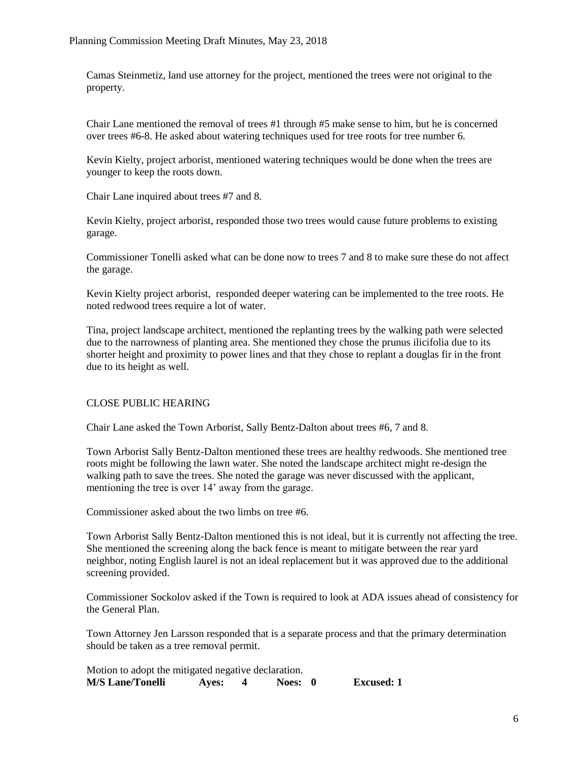Camas Steinmetiz, land use attorney for the project, mentioned the trees were not original to the property.

Chair Lane mentioned the removal of trees #1 through #5 make sense to him, but he is concerned over trees #6-8. He asked about watering techniques used for tree roots for tree number 6.

Kevin Kielty, project arborist, mentioned watering techniques would be done when the trees are younger to keep the roots down.

Chair Lane inquired about trees #7 and 8.

Kevin Kielty, project arborist, responded those two trees would cause future problems to existing garage.

Commissioner Tonelli asked what can be done now to trees 7 and 8 to make sure these do not affect the garage.

Kevin Kielty project arborist, responded deeper watering can be implemented to the tree roots. He noted redwood trees require a lot of water.

Tina, project landscape architect, mentioned the replanting trees by the walking path were selected due to the narrowness of planting area. She mentioned they chose the prunus ilicifolia due to its shorter height and proximity to power lines and that they chose to replant a douglas fir in the front due to its height as well.

CLOSE PUBLIC HEARING

Chair Lane asked the Town Arborist, Sally Bentz-Dalton about trees #6, 7 and 8.

Town Arborist Sally Bentz-Dalton mentioned these trees are healthy redwoods. She mentioned tree roots might be following the lawn water. She noted the landscape architect might re-design the walking path to save the trees. She noted the garage was never discussed with the applicant, mentioning the tree is over 14' away from the garage.

Commissioner asked about the two limbs on tree #6.

Town Arborist Sally Bentz-Dalton mentioned this is not ideal, but it is currently not affecting the tree. She mentioned the screening along the back fence is meant to mitigate between the rear yard neighbor, noting English laurel is not an ideal replacement but it was approved due to the additional screening provided.

Commissioner Sockolov asked if the Town is required to look at ADA issues ahead of consistency for the General Plan.

Town Attorney Jen Larsson responded that is a separate process and that the primary determination should be taken as a tree removal permit.

Motion to adopt the mitigated negative declaration.
**M/S Lane/Tonelli Ayes: 4 Noes: 0 Excused: 1**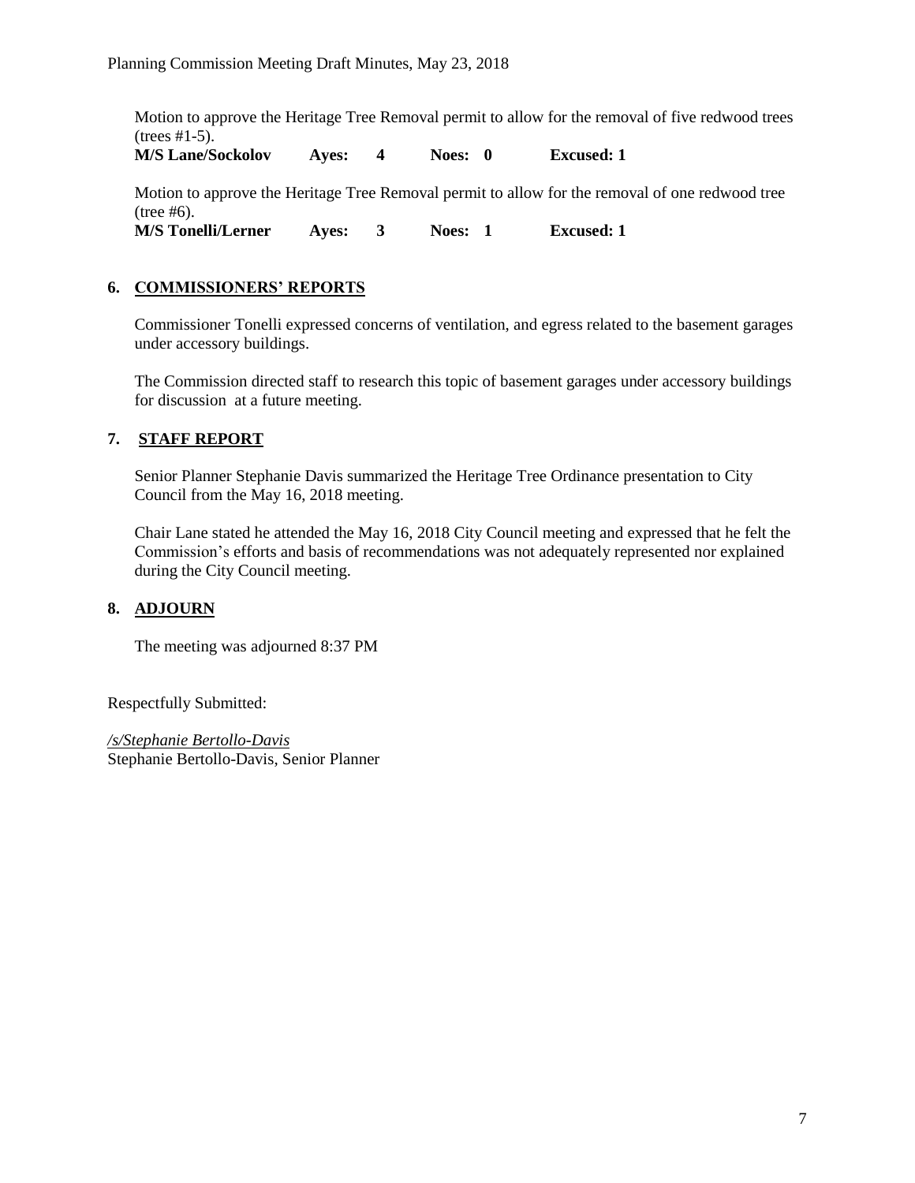Motion to approve the Heritage Tree Removal permit to allow for the removal of five redwood trees (trees #1-5).

**M/S Lane/Sockolov Ayes: 4 Noes: 0 Excused: 1**

Motion to approve the Heritage Tree Removal permit to allow for the removal of one redwood tree (tree #6).

**M/S Tonelli/Lerner Ayes: 3 Noes: 1 Excused: 1**

## 6. COMMISSIONERS' REPORTS

Commissioner Tonelli expressed concerns of ventilation, and egress related to the basement garages under accessory buildings.

The Commission directed staff to research this topic of basement garages under accessory buildings for discussion at a future meeting.

## 7. STAFF REPORT

Senior Planner Stephanie Davis summarized the Heritage Tree Ordinance presentation to City Council from the May 16, 2018 meeting.

Chair Lane stated he attended the May 16, 2018 City Council meeting and expressed that he felt the Commission's efforts and basis of recommendations was not adequately represented nor explained during the City Council meeting.

## 8. ADJOURN

The meeting was adjourned 8:37 PM

Respectfully Submitted:

*/s/Stephanie Bertollo-Davis*
Stephanie Bertollo-Davis, Senior Planner